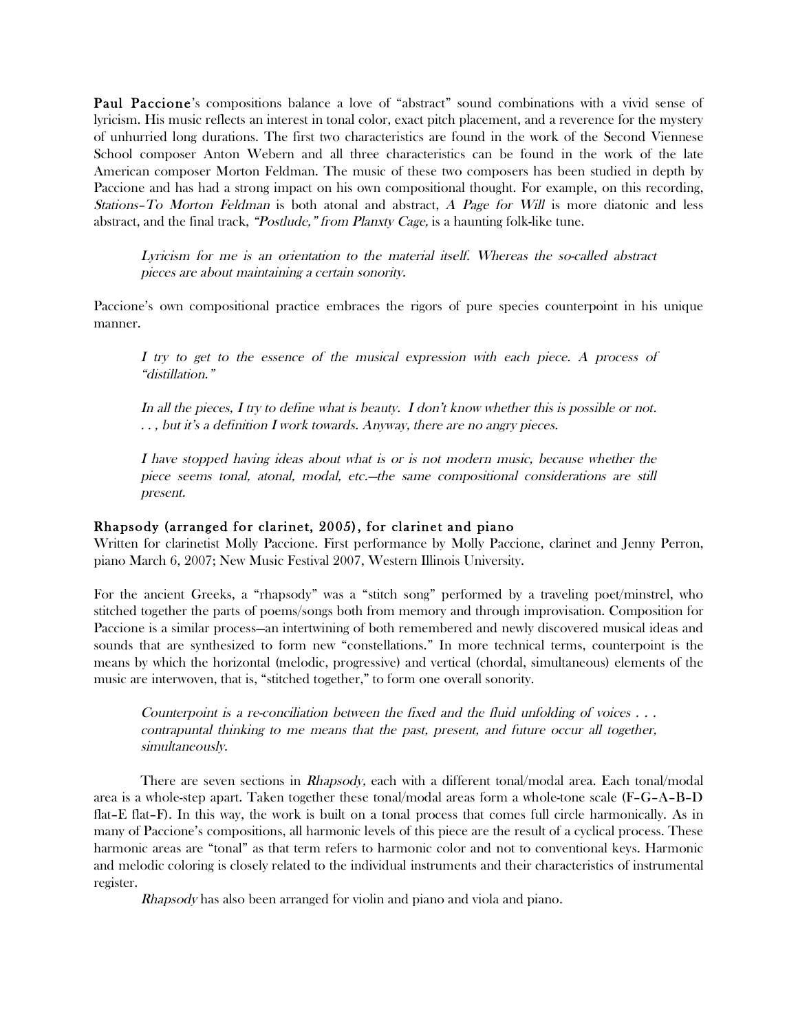**Paul Paccione**'s compositions balance a love of "abstract" sound combinations with a vivid sense of lyricism. His music reflects an interest in tonal color, exact pitch placement, and a reverence for the mystery of unhurried long durations. The first two characteristics are found in the work of the Second Viennese School composer Anton Webern and all three characteristics can be found in the work of the late American composer Morton Feldman. The music of these two composers has been studied in depth by Paccione and has had a strong impact on his own compositional thought. For example, on this recording, *Stations–To Morton Feldman* is both atonal and abstract, *A Page for Will* is more diatonic and less abstract, and the final track, *"Postlude," from Planxty Cage,* is a haunting folk-like tune.

> *Lyricism for me is an orientation to the material itself. Whereas the so-called abstract pieces are about maintaining a certain sonority.*

Paccione's own compositional practice embraces the rigors of pure species counterpoint in his unique manner.

> *I try to get to the essence of the musical expression with each piece. A process of "distillation."*
>
> *In all the pieces, I try to define what is beauty. I don't know whether this is possible or not. . . , but it's a definition I work towards. Anyway, there are no angry pieces.*
>
> *I have stopped having ideas about what is or is not modern music, because whether the piece seems tonal, atonal, modal, etc.—the same compositional considerations are still present.*

### Rhapsody (arranged for clarinet, 2005), for clarinet and piano

Written for clarinetist Molly Paccione. First performance by Molly Paccione, clarinet and Jenny Perron, piano March 6, 2007; New Music Festival 2007, Western Illinois University.

For the ancient Greeks, a "rhapsody" was a "stitch song" performed by a traveling poet/minstrel, who stitched together the parts of poems/songs both from memory and through improvisation. Composition for Paccione is a similar process—an intertwining of both remembered and newly discovered musical ideas and sounds that are synthesized to form new "constellations." In more technical terms, counterpoint is the means by which the horizontal (melodic, progressive) and vertical (chordal, simultaneous) elements of the music are interwoven, that is, "stitched together," to form one overall sonority.

> *Counterpoint is a re-conciliation between the fixed and the fluid unfolding of voices . . . contrapuntal thinking to me means that the past, present, and future occur all together, simultaneously.*

There are seven sections in *Rhapsody,* each with a different tonal/modal area. Each tonal/modal area is a whole-step apart. Taken together these tonal/modal areas form a whole-tone scale (F–G–A–B–D flat–E flat–F). In this way, the work is built on a tonal process that comes full circle harmonically. As in many of Paccione's compositions, all harmonic levels of this piece are the result of a cyclical process. These harmonic areas are "tonal" as that term refers to harmonic color and not to conventional keys. Harmonic and melodic coloring is closely related to the individual instruments and their characteristics of instrumental register.

*Rhapsody* has also been arranged for violin and piano and viola and piano.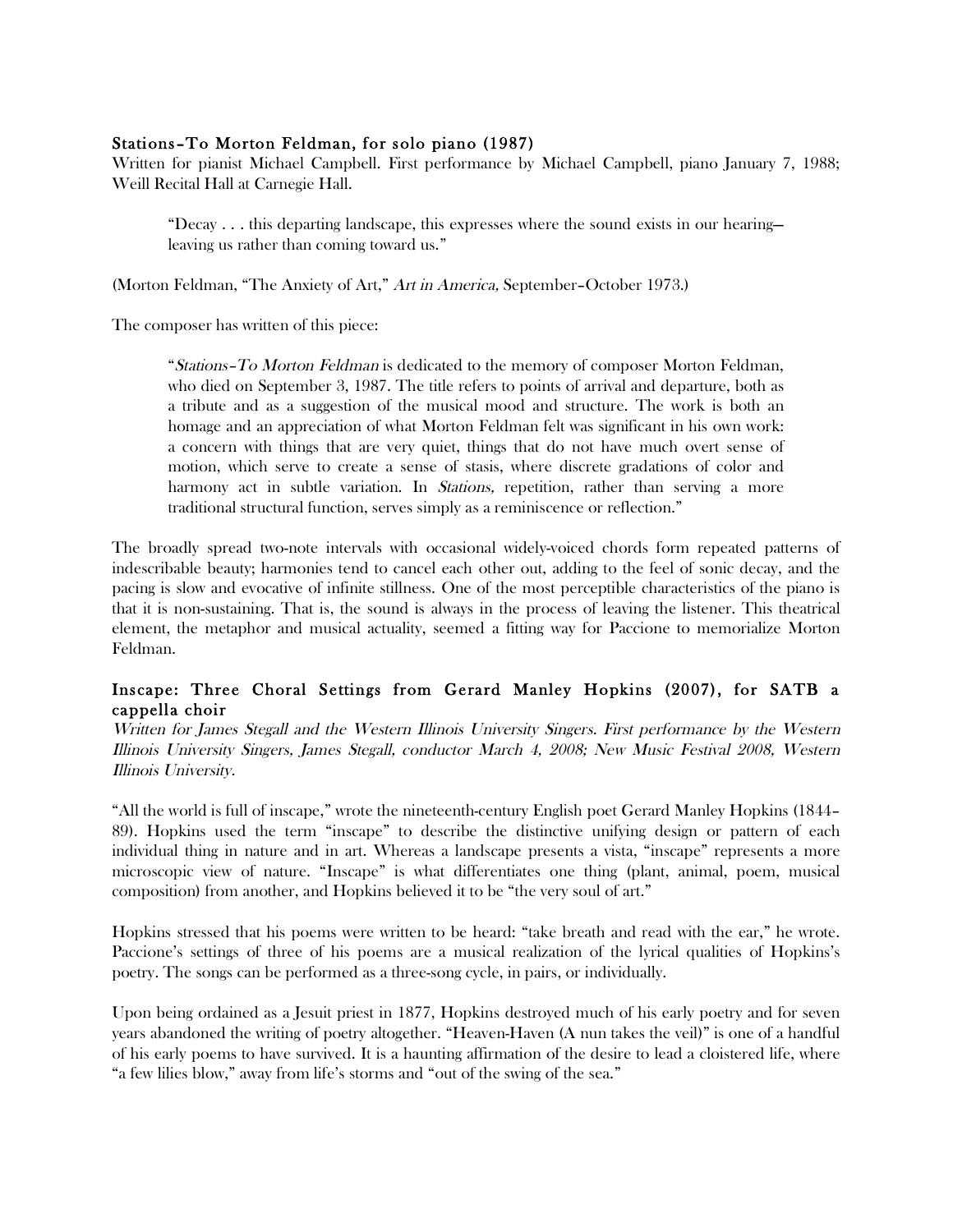### Stations–To Morton Feldman, for solo piano (1987)

Written for pianist Michael Campbell. First performance by Michael Campbell, piano January 7, 1988; Weill Recital Hall at Carnegie Hall.

> "Decay . . . this departing landscape, this expresses where the sound exists in our hearing—leaving us rather than coming toward us."

(Morton Feldman, "The Anxiety of Art," *Art in America,* September–October 1973.)

The composer has written of this piece:

> "*Stations–To Morton Feldman* is dedicated to the memory of composer Morton Feldman, who died on September 3, 1987. The title refers to points of arrival and departure, both as a tribute and as a suggestion of the musical mood and structure. The work is both an homage and an appreciation of what Morton Feldman felt was significant in his own work: a concern with things that are very quiet, things that do not have much overt sense of motion, which serve to create a sense of stasis, where discrete gradations of color and harmony act in subtle variation. In *Stations,* repetition, rather than serving a more traditional structural function, serves simply as a reminiscence or reflection."

The broadly spread two-note intervals with occasional widely-voiced chords form repeated patterns of indescribable beauty; harmonies tend to cancel each other out, adding to the feel of sonic decay, and the pacing is slow and evocative of infinite stillness. One of the most perceptible characteristics of the piano is that it is non-sustaining. That is, the sound is always in the process of leaving the listener. This theatrical element, the metaphor and musical actuality, seemed a fitting way for Paccione to memorialize Morton Feldman.

### Inscape: Three Choral Settings from Gerard Manley Hopkins (2007), for SATB a cappella choir

*Written for James Stegall and the Western Illinois University Singers. First performance by the Western Illinois University Singers, James Stegall, conductor March 4, 2008; New Music Festival 2008, Western Illinois University.*

"All the world is full of inscape," wrote the nineteenth-century English poet Gerard Manley Hopkins (1844–89). Hopkins used the term "inscape" to describe the distinctive unifying design or pattern of each individual thing in nature and in art. Whereas a landscape presents a vista, "inscape" represents a more microscopic view of nature. "Inscape" is what differentiates one thing (plant, animal, poem, musical composition) from another, and Hopkins believed it to be "the very soul of art."

Hopkins stressed that his poems were written to be heard: "take breath and read with the ear," he wrote. Paccione's settings of three of his poems are a musical realization of the lyrical qualities of Hopkins's poetry. The songs can be performed as a three-song cycle, in pairs, or individually.

Upon being ordained as a Jesuit priest in 1877, Hopkins destroyed much of his early poetry and for seven years abandoned the writing of poetry altogether. "Heaven-Haven (A nun takes the veil)" is one of a handful of his early poems to have survived. It is a haunting affirmation of the desire to lead a cloistered life, where "a few lilies blow," away from life's storms and "out of the swing of the sea."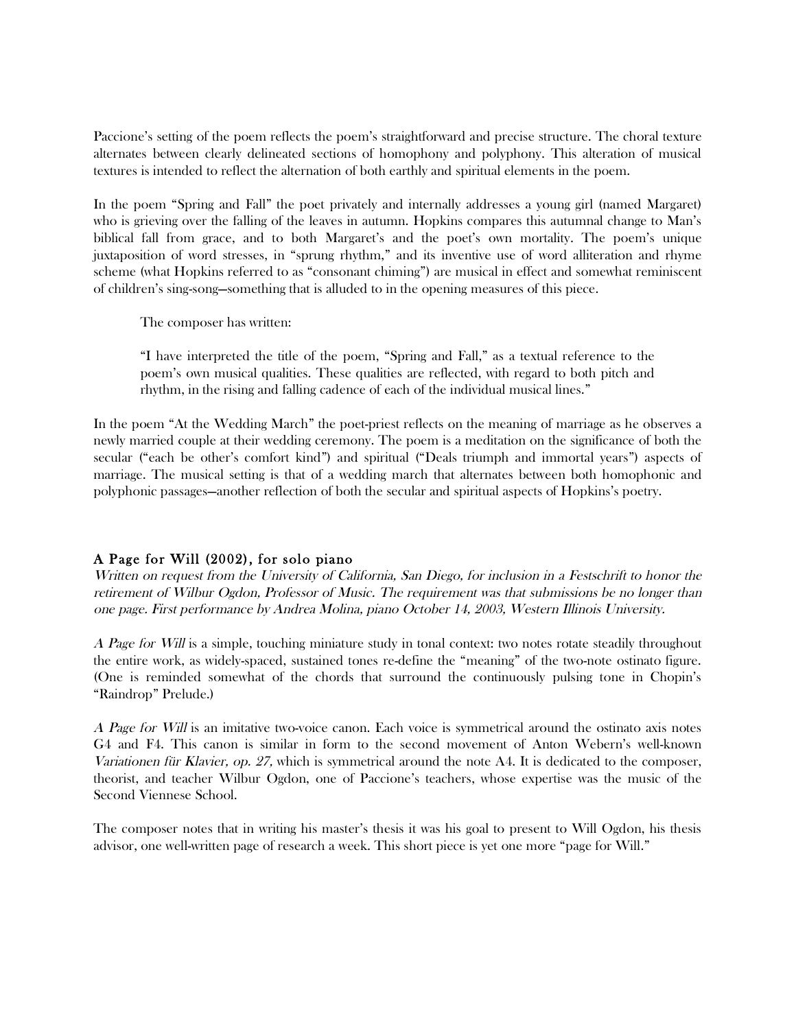Paccione's setting of the poem reflects the poem's straightforward and precise structure. The choral texture alternates between clearly delineated sections of homophony and polyphony. This alteration of musical textures is intended to reflect the alternation of both earthly and spiritual elements in the poem.

In the poem "Spring and Fall" the poet privately and internally addresses a young girl (named Margaret) who is grieving over the falling of the leaves in autumn. Hopkins compares this autumnal change to Man's biblical fall from grace, and to both Margaret's and the poet's own mortality. The poem's unique juxtaposition of word stresses, in "sprung rhythm," and its inventive use of word alliteration and rhyme scheme (what Hopkins referred to as "consonant chiming") are musical in effect and somewhat reminiscent of children's sing-song—something that is alluded to in the opening measures of this piece.

The composer has written:

> "I have interpreted the title of the poem, "Spring and Fall," as a textual reference to the poem's own musical qualities. These qualities are reflected, with regard to both pitch and rhythm, in the rising and falling cadence of each of the individual musical lines."

In the poem "At the Wedding March" the poet-priest reflects on the meaning of marriage as he observes a newly married couple at their wedding ceremony. The poem is a meditation on the significance of both the secular ("each be other's comfort kind") and spiritual ("Deals triumph and immortal years") aspects of marriage. The musical setting is that of a wedding march that alternates between both homophonic and polyphonic passages—another reflection of both the secular and spiritual aspects of Hopkins's poetry.

### A Page for Will (2002), for solo piano

*Written on request from the University of California, San Diego, for inclusion in a Festschrift to honor the retirement of Wilbur Ogdon, Professor of Music. The requirement was that submissions be no longer than one page. First performance by Andrea Molina, piano October 14, 2003, Western Illinois University.*

*A Page for Will* is a simple, touching miniature study in tonal context: two notes rotate steadily throughout the entire work, as widely-spaced, sustained tones re-define the "meaning" of the two-note ostinato figure. (One is reminded somewhat of the chords that surround the continuously pulsing tone in Chopin's "Raindrop" Prelude.)

*A Page for Will* is an imitative two-voice canon. Each voice is symmetrical around the ostinato axis notes G4 and F4. This canon is similar in form to the second movement of Anton Webern's well-known *Variationen für Klavier, op. 27,* which is symmetrical around the note A4. It is dedicated to the composer, theorist, and teacher Wilbur Ogdon, one of Paccione's teachers, whose expertise was the music of the Second Viennese School.

The composer notes that in writing his master's thesis it was his goal to present to Will Ogdon, his thesis advisor, one well-written page of research a week. This short piece is yet one more "page for Will."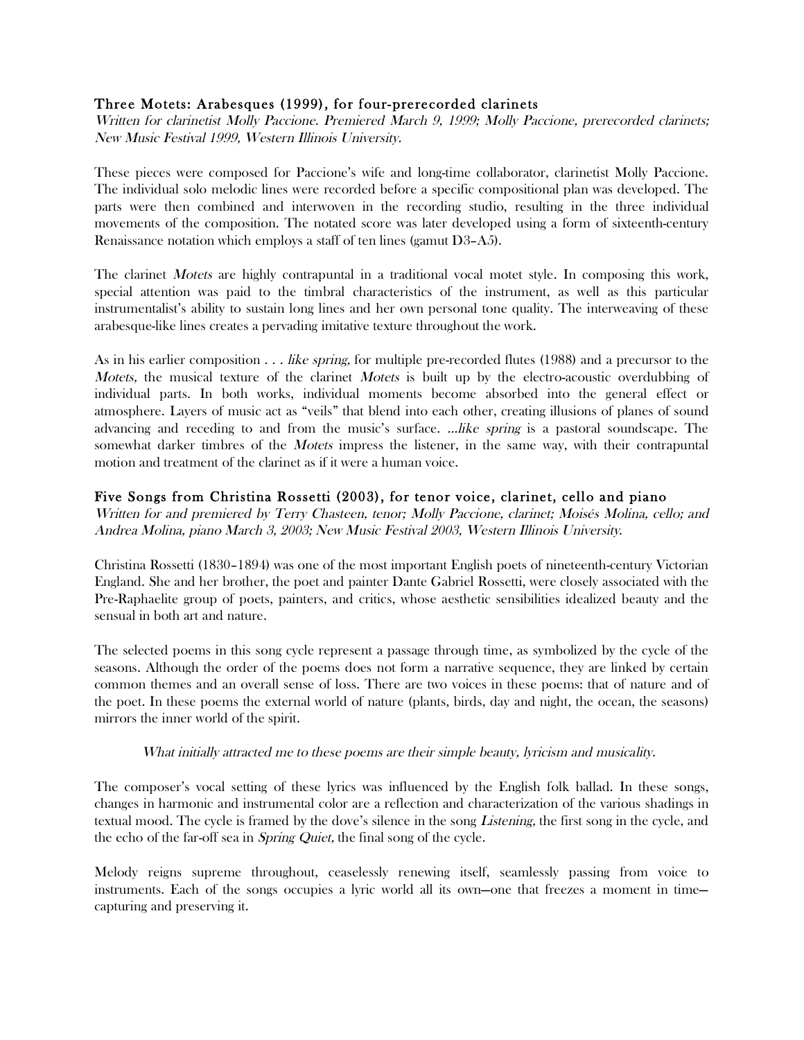## Three Motets: Arabesques (1999), for four-prerecorded clarinets

*Written for clarinetist Molly Paccione. Premiered March 9, 1999; Molly Paccione, prerecorded clarinets; New Music Festival 1999, Western Illinois University.*

These pieces were composed for Paccione's wife and long-time collaborator, clarinetist Molly Paccione. The individual solo melodic lines were recorded before a specific compositional plan was developed. The parts were then combined and interwoven in the recording studio, resulting in the three individual movements of the composition. The notated score was later developed using a form of sixteenth-century Renaissance notation which employs a staff of ten lines (gamut D3–A5).

The clarinet *Motets* are highly contrapuntal in a traditional vocal motet style. In composing this work, special attention was paid to the timbral characteristics of the instrument, as well as this particular instrumentalist's ability to sustain long lines and her own personal tone quality. The interweaving of these arabesque-like lines creates a pervading imitative texture throughout the work.

As in his earlier composition *. . . like spring,* for multiple pre-recorded flutes (1988) and a precursor to the *Motets,* the musical texture of the clarinet *Motets* is built up by the electro-acoustic overdubbing of individual parts. In both works, individual moments become absorbed into the general effect or atmosphere. Layers of music act as "veils" that blend into each other, creating illusions of planes of sound advancing and receding to and from the music's surface. *...like spring* is a pastoral soundscape. The somewhat darker timbres of the *Motets* impress the listener, in the same way, with their contrapuntal motion and treatment of the clarinet as if it were a human voice.

## Five Songs from Christina Rossetti (2003), for tenor voice, clarinet, cello and piano

*Written for and premiered by Terry Chasteen, tenor; Molly Paccione, clarinet; Moisés Molina, cello; and Andrea Molina, piano March 3, 2003; New Music Festival 2003, Western Illinois University.*

Christina Rossetti (1830–1894) was one of the most important English poets of nineteenth-century Victorian England. She and her brother, the poet and painter Dante Gabriel Rossetti, were closely associated with the Pre-Raphaelite group of poets, painters, and critics, whose aesthetic sensibilities idealized beauty and the sensual in both art and nature.

The selected poems in this song cycle represent a passage through time, as symbolized by the cycle of the seasons. Although the order of the poems does not form a narrative sequence, they are linked by certain common themes and an overall sense of loss. There are two voices in these poems: that of nature and of the poet. In these poems the external world of nature (plants, birds, day and night, the ocean, the seasons) mirrors the inner world of the spirit.

*What initially attracted me to these poems are their simple beauty, lyricism and musicality.*

The composer's vocal setting of these lyrics was influenced by the English folk ballad. In these songs, changes in harmonic and instrumental color are a reflection and characterization of the various shadings in textual mood. The cycle is framed by the dove's silence in the song *Listening,* the first song in the cycle, and the echo of the far-off sea in *Spring Quiet,* the final song of the cycle.

Melody reigns supreme throughout, ceaselessly renewing itself, seamlessly passing from voice to instruments. Each of the songs occupies a lyric world all its own—one that freezes a moment in time—capturing and preserving it.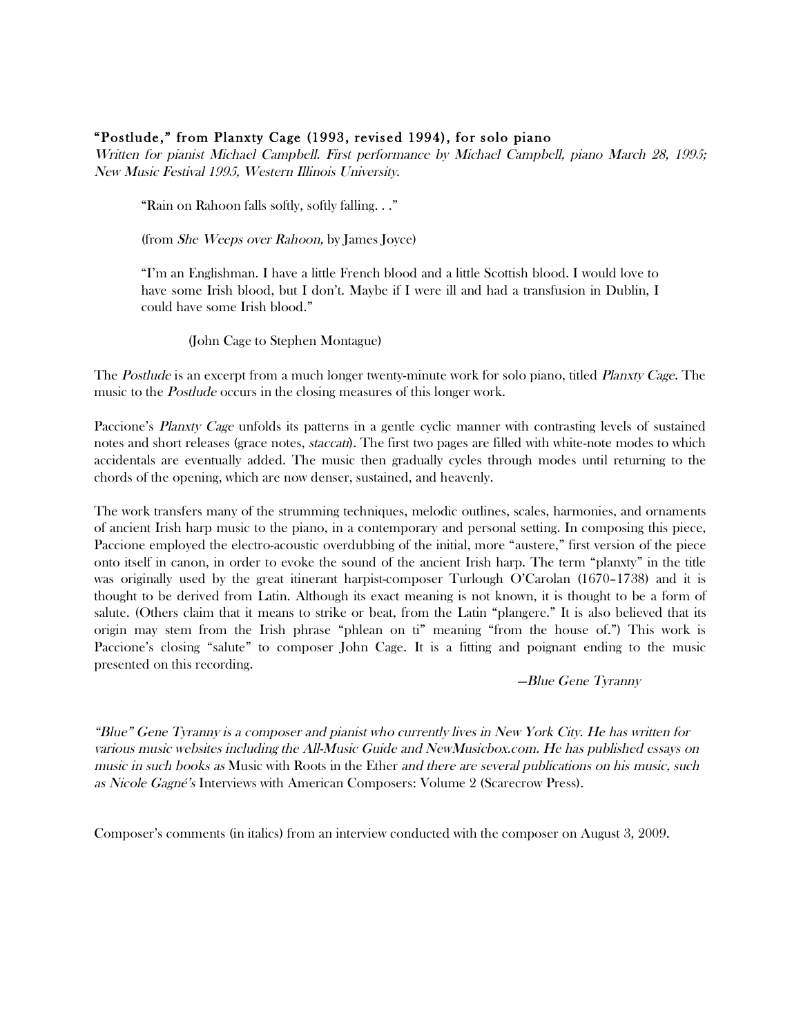### "Postlude," from Planxty Cage (1993, revised 1994), for solo piano

*Written for pianist Michael Campbell. First performance by Michael Campbell, piano March 28, 1995; New Music Festival 1995, Western Illinois University.*

> "Rain on Rahoon falls softly, softly falling. . ."
>
> (from *She Weeps over Rahoon,* by James Joyce)
>
> "I'm an Englishman. I have a little French blood and a little Scottish blood. I would love to have some Irish blood, but I don't. Maybe if I were ill and had a transfusion in Dublin, I could have some Irish blood."
>
> (John Cage to Stephen Montague)

The *Postlude* is an excerpt from a much longer twenty-minute work for solo piano, titled *Planxty Cage.* The music to the *Postlude* occurs in the closing measures of this longer work.

Paccione's *Planxty Cage* unfolds its patterns in a gentle cyclic manner with contrasting levels of sustained notes and short releases (grace notes, *staccati*). The first two pages are filled with white-note modes to which accidentals are eventually added. The music then gradually cycles through modes until returning to the chords of the opening, which are now denser, sustained, and heavenly.

The work transfers many of the strumming techniques, melodic outlines, scales, harmonies, and ornaments of ancient Irish harp music to the piano, in a contemporary and personal setting. In composing this piece, Paccione employed the electro-acoustic overdubbing of the initial, more "austere," first version of the piece onto itself in canon, in order to evoke the sound of the ancient Irish harp. The term "planxty" in the title was originally used by the great itinerant harpist-composer Turlough O'Carolan (1670–1738) and it is thought to be derived from Latin. Although its exact meaning is not known, it is thought to be a form of salute. (Others claim that it means to strike or beat, from the Latin "plangere." It is also believed that its origin may stem from the Irish phrase "phlean on ti" meaning "from the house of.") This work is Paccione's closing "salute" to composer John Cage. It is a fitting and poignant ending to the music presented on this recording.

—*Blue Gene Tyranny*

*"Blue" Gene Tyranny is a composer and pianist who currently lives in New York City. He has written for various music websites including the All-Music Guide and NewMusicbox.com. He has published essays on music in such books as* Music with Roots in the Ether *and there are several publications on his music, such as Nicole Gagné's* Interviews with American Composers: Volume 2 (Scarecrow Press).

Composer's comments (in italics) from an interview conducted with the composer on August 3, 2009.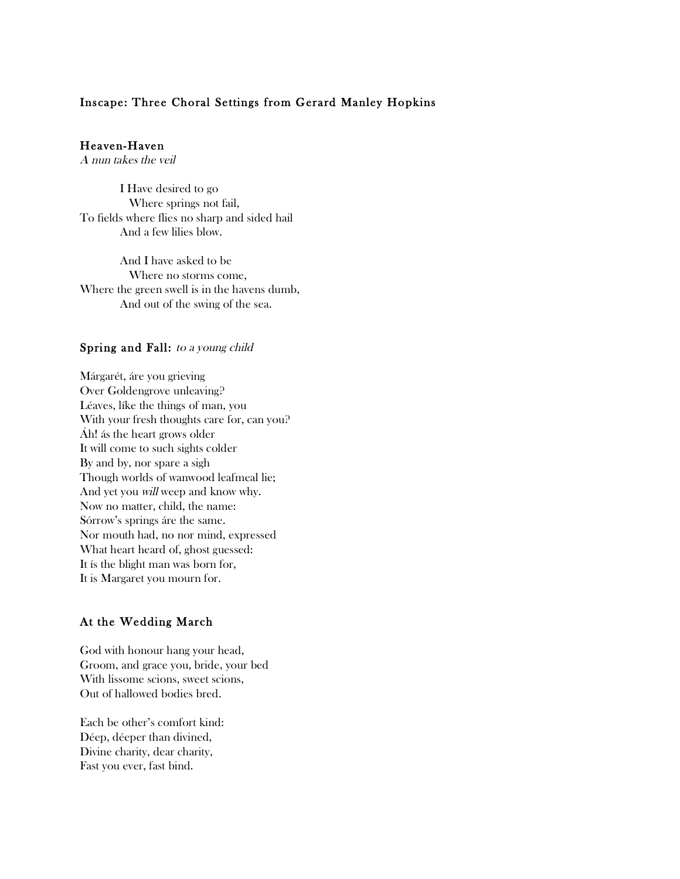### Inscape: Three Choral Settings from Gerard Manley Hopkins

#### Heaven-Haven
*A nun takes the veil*

I Have desired to go  
Where springs not fail,  
To fields where flies no sharp and sided hail  
And a few lilies blow.

And I have asked to be  
Where no storms come,  
Where the green swell is in the havens dumb,  
And out of the swing of the sea.

#### Spring and Fall: *to a young child*

Márgarét, áre you grieving  
Over Goldengrove unleaving?  
Léaves, líke the things of man, you  
With your fresh thoughts care for, can you?  
Áh! ás the heart grows older  
It will come to such sights colder  
By and by, nor spare a sigh  
Though worlds of wanwood leafmeal lie;  
And yet you *will* weep and know why.  
Now no matter, child, the name:  
Sórrow's springs áre the same.  
Nor mouth had, no nor mind, expressed  
What heart heard of, ghost guessed:  
It ís the blight man was born for,  
It is Margaret you mourn for.

#### At the Wedding March

God with honour hang your head,  
Groom, and grace you, bride, your bed  
With lissome scions, sweet scions,  
Out of hallowed bodies bred.

Each be other's comfort kind:  
Déep, déeper than divined,  
Divine charity, dear charity,  
Fast you ever, fast bind.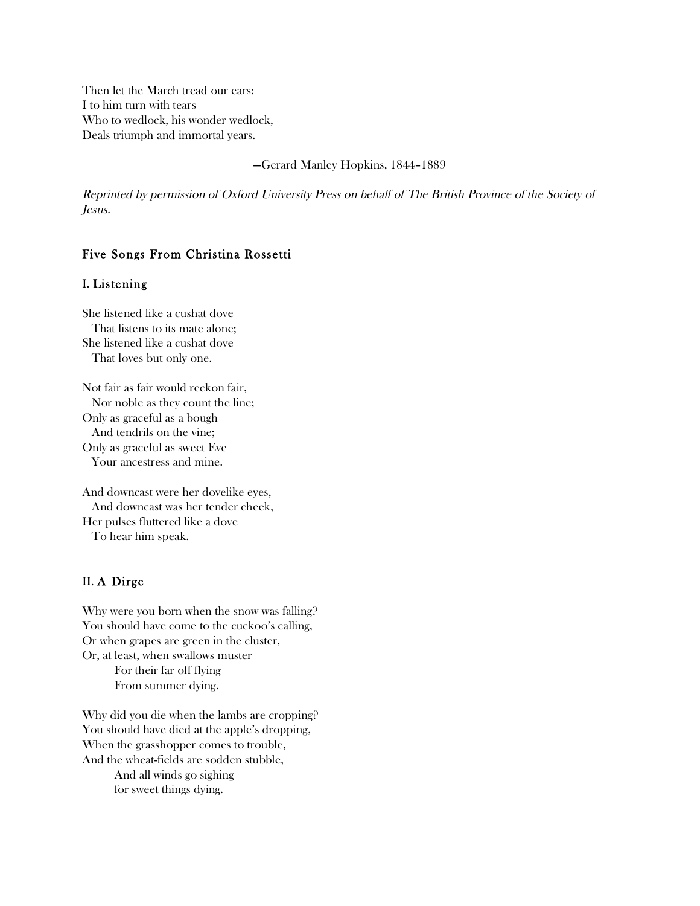Then let the March tread our ears:
I to him turn with tears
Who to wedlock, his wonder wedlock,
Deals triumph and immortal years.

—Gerard Manley Hopkins, 1844–1889

*Reprinted by permission of Oxford University Press on behalf of The British Province of the Society of Jesus.*

## Five Songs From Christina Rossetti

### I. Listening

She listened like a cushat dove
  That listens to its mate alone;
She listened like a cushat dove
  That loves but only one.

Not fair as fair would reckon fair,
  Nor noble as they count the line;
Only as graceful as a bough
  And tendrils on the vine;
Only as graceful as sweet Eve
  Your ancestress and mine.

And downcast were her dovelike eyes,
  And downcast was her tender cheek,
Her pulses fluttered like a dove
  To hear him speak.

### II. A Dirge

Why were you born when the snow was falling?
You should have come to the cuckoo's calling,
Or when grapes are green in the cluster,
Or, at least, when swallows muster
    For their far off flying
    From summer dying.

Why did you die when the lambs are cropping?
You should have died at the apple's dropping,
When the grasshopper comes to trouble,
And the wheat-fields are sodden stubble,
    And all winds go sighing
    for sweet things dying.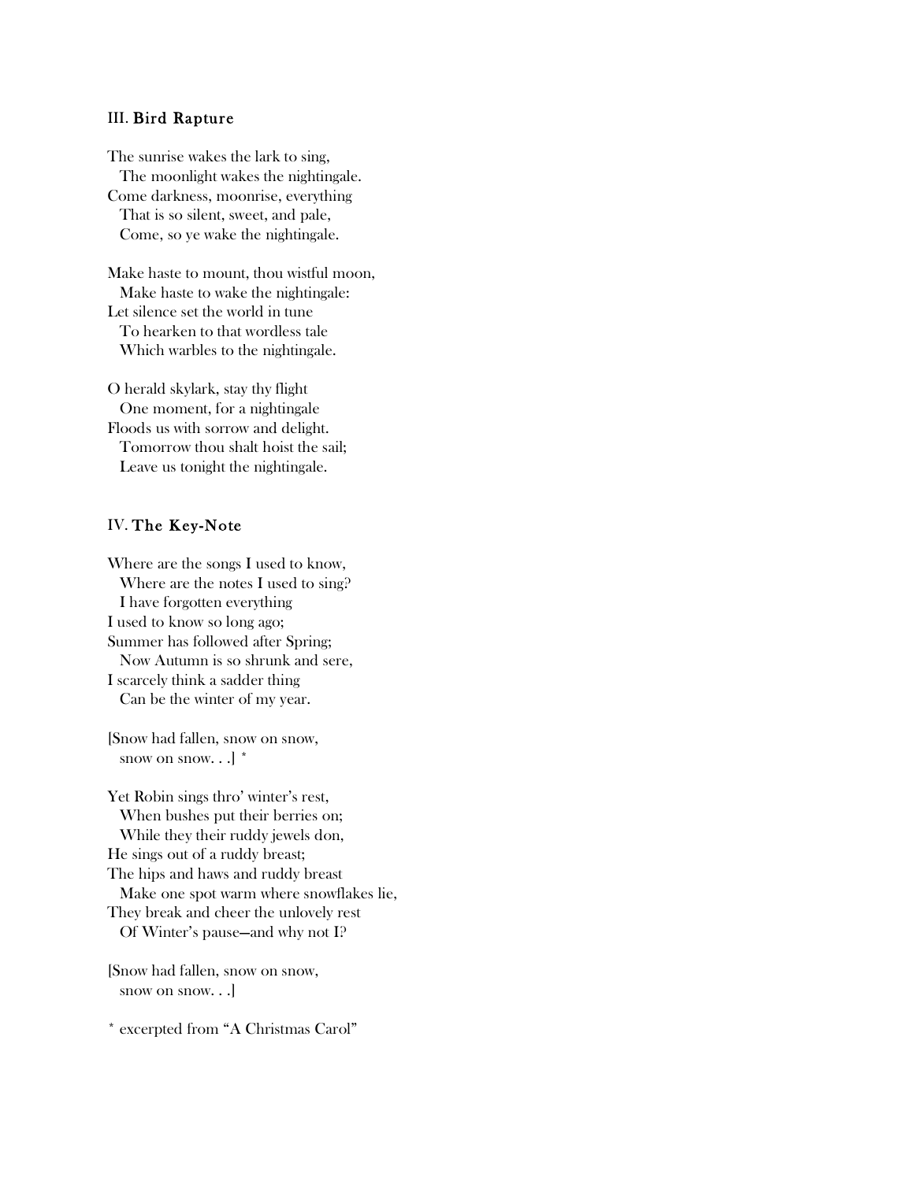### III. Bird Rapture

The sunrise wakes the lark to sing,  
&nbsp;&nbsp;The moonlight wakes the nightingale.  
Come darkness, moonrise, everything  
&nbsp;&nbsp;That is so silent, sweet, and pale,  
&nbsp;&nbsp;Come, so ye wake the nightingale.

Make haste to mount, thou wistful moon,  
&nbsp;&nbsp;Make haste to wake the nightingale:  
Let silence set the world in tune  
&nbsp;&nbsp;To hearken to that wordless tale  
&nbsp;&nbsp;Which warbles to the nightingale.

O herald skylark, stay thy flight  
&nbsp;&nbsp;One moment, for a nightingale  
Floods us with sorrow and delight.  
&nbsp;&nbsp;Tomorrow thou shalt hoist the sail;  
&nbsp;&nbsp;Leave us tonight the nightingale.

### IV. The Key-Note

Where are the songs I used to know,  
&nbsp;&nbsp;Where are the notes I used to sing?  
&nbsp;&nbsp;I have forgotten everything  
I used to know so long ago;  
Summer has followed after Spring;  
&nbsp;&nbsp;Now Autumn is so shrunk and sere,  
I scarcely think a sadder thing  
&nbsp;&nbsp;Can be the winter of my year.

[Snow had fallen, snow on snow,  
&nbsp;&nbsp;snow on snow. . .] *

Yet Robin sings thro' winter's rest,  
&nbsp;&nbsp;When bushes put their berries on;  
&nbsp;&nbsp;While they their ruddy jewels don,  
He sings out of a ruddy breast;  
The hips and haws and ruddy breast  
&nbsp;&nbsp;Make one spot warm where snowflakes lie,  
They break and cheer the unlovely rest  
&nbsp;&nbsp;Of Winter's pause—and why not I?

[Snow had fallen, snow on snow,  
&nbsp;&nbsp;snow on snow. . .]

* excerpted from "A Christmas Carol"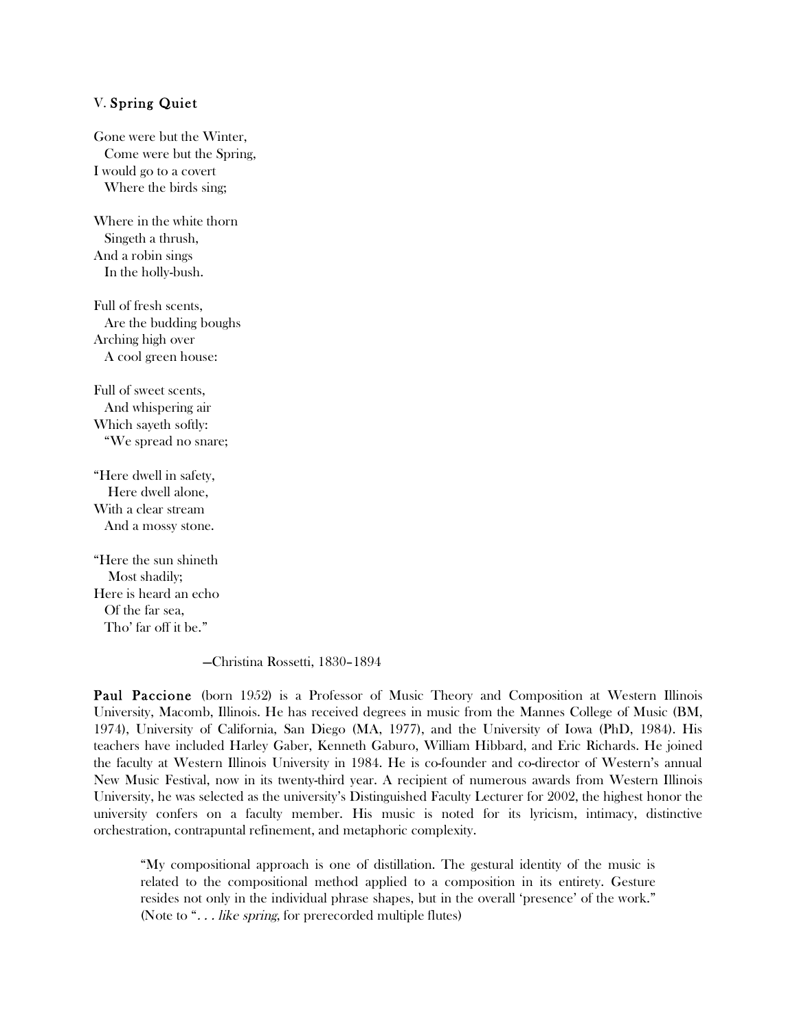### V. Spring Quiet

Gone were but the Winter,  
  Come were but the Spring,  
I would go to a covert  
  Where the birds sing;

Where in the white thorn  
  Singeth a thrush,  
And a robin sings  
  In the holly-bush.

Full of fresh scents,  
  Are the budding boughs  
Arching high over  
  A cool green house:

Full of sweet scents,  
  And whispering air  
Which sayeth softly:  
  "We spread no snare;

"Here dwell in safety,  
  Here dwell alone,  
With a clear stream  
  And a mossy stone.

"Here the sun shineth  
  Most shadily;  
Here is heard an echo  
  Of the far sea,  
  Tho' far off it be."

—Christina Rossetti, 1830–1894

**Paul Paccione** (born 1952) is a Professor of Music Theory and Composition at Western Illinois University, Macomb, Illinois. He has received degrees in music from the Mannes College of Music (BM, 1974), University of California, San Diego (MA, 1977), and the University of Iowa (PhD, 1984). His teachers have included Harley Gaber, Kenneth Gaburo, William Hibbard, and Eric Richards. He joined the faculty at Western Illinois University in 1984. He is co-founder and co-director of Western's annual New Music Festival, now in its twenty-third year. A recipient of numerous awards from Western Illinois University, he was selected as the university's Distinguished Faculty Lecturer for 2002, the highest honor the university confers on a faculty member. His music is noted for its lyricism, intimacy, distinctive orchestration, contrapuntal refinement, and metaphoric complexity.

> "My compositional approach is one of distillation. The gestural identity of the music is related to the compositional method applied to a composition in its entirety. Gesture resides not only in the individual phrase shapes, but in the overall 'presence' of the work." (Note to "*. . . like spring*, for prerecorded multiple flutes)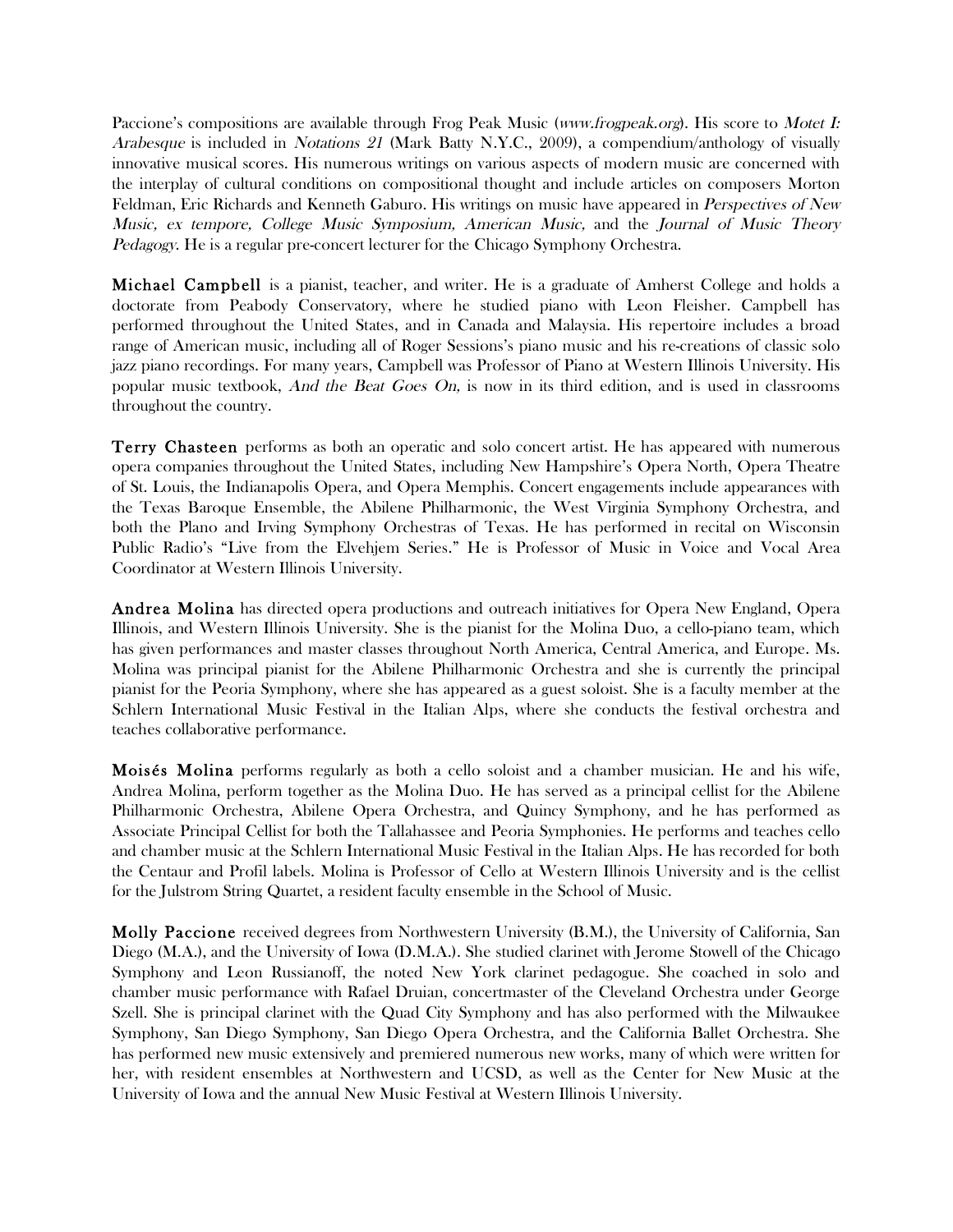Paccione's compositions are available through Frog Peak Music (*www.frogpeak.org*). His score to *Motet I: Arabesque* is included in *Notations 21* (Mark Batty N.Y.C., 2009), a compendium/anthology of visually innovative musical scores. His numerous writings on various aspects of modern music are concerned with the interplay of cultural conditions on compositional thought and include articles on composers Morton Feldman, Eric Richards and Kenneth Gaburo. His writings on music have appeared in *Perspectives of New Music, ex tempore, College Music Symposium, American Music,* and the *Journal of Music Theory Pedagogy*. He is a regular pre-concert lecturer for the Chicago Symphony Orchestra.

**Michael Campbell** is a pianist, teacher, and writer. He is a graduate of Amherst College and holds a doctorate from Peabody Conservatory, where he studied piano with Leon Fleisher. Campbell has performed throughout the United States, and in Canada and Malaysia. His repertoire includes a broad range of American music, including all of Roger Sessions's piano music and his re-creations of classic solo jazz piano recordings. For many years, Campbell was Professor of Piano at Western Illinois University. His popular music textbook, *And the Beat Goes On,* is now in its third edition, and is used in classrooms throughout the country.

**Terry Chasteen** performs as both an operatic and solo concert artist. He has appeared with numerous opera companies throughout the United States, including New Hampshire's Opera North, Opera Theatre of St. Louis, the Indianapolis Opera, and Opera Memphis. Concert engagements include appearances with the Texas Baroque Ensemble, the Abilene Philharmonic, the West Virginia Symphony Orchestra, and both the Plano and Irving Symphony Orchestras of Texas. He has performed in recital on Wisconsin Public Radio's "Live from the Elvehjem Series." He is Professor of Music in Voice and Vocal Area Coordinator at Western Illinois University.

**Andrea Molina** has directed opera productions and outreach initiatives for Opera New England, Opera Illinois, and Western Illinois University. She is the pianist for the Molina Duo, a cello-piano team, which has given performances and master classes throughout North America, Central America, and Europe. Ms. Molina was principal pianist for the Abilene Philharmonic Orchestra and she is currently the principal pianist for the Peoria Symphony, where she has appeared as a guest soloist. She is a faculty member at the Schlern International Music Festival in the Italian Alps, where she conducts the festival orchestra and teaches collaborative performance.

**Moisés Molina** performs regularly as both a cello soloist and a chamber musician. He and his wife, Andrea Molina, perform together as the Molina Duo. He has served as a principal cellist for the Abilene Philharmonic Orchestra, Abilene Opera Orchestra, and Quincy Symphony, and he has performed as Associate Principal Cellist for both the Tallahassee and Peoria Symphonies. He performs and teaches cello and chamber music at the Schlern International Music Festival in the Italian Alps. He has recorded for both the Centaur and Profil labels. Molina is Professor of Cello at Western Illinois University and is the cellist for the Julstrom String Quartet, a resident faculty ensemble in the School of Music.

**Molly Paccione** received degrees from Northwestern University (B.M.), the University of California, San Diego (M.A.), and the University of Iowa (D.M.A.). She studied clarinet with Jerome Stowell of the Chicago Symphony and Leon Russianoff, the noted New York clarinet pedagogue. She coached in solo and chamber music performance with Rafael Druian, concertmaster of the Cleveland Orchestra under George Szell. She is principal clarinet with the Quad City Symphony and has also performed with the Milwaukee Symphony, San Diego Symphony, San Diego Opera Orchestra, and the California Ballet Orchestra. She has performed new music extensively and premiered numerous new works, many of which were written for her, with resident ensembles at Northwestern and UCSD, as well as the Center for New Music at the University of Iowa and the annual New Music Festival at Western Illinois University.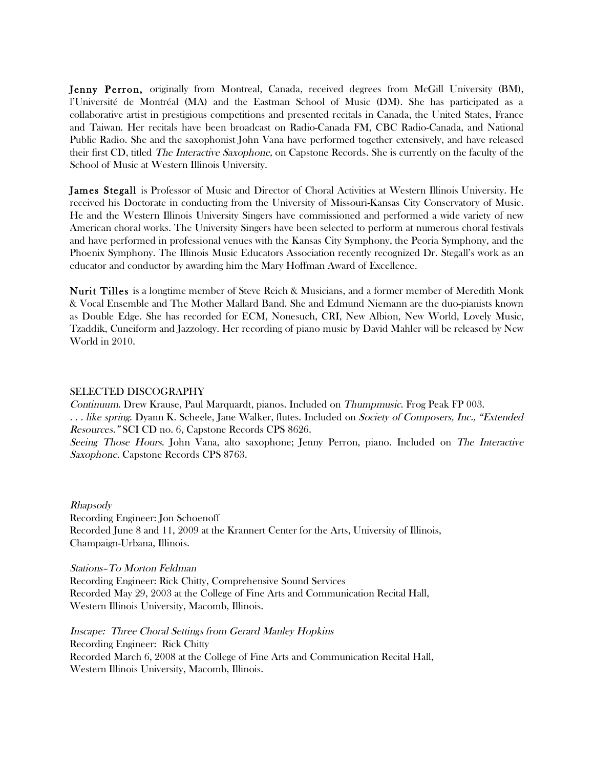**Jenny Perron,** originally from Montreal, Canada, received degrees from McGill University (BM), l'Université de Montréal (MA) and the Eastman School of Music (DM). She has participated as a collaborative artist in prestigious competitions and presented recitals in Canada, the United States, France and Taiwan. Her recitals have been broadcast on Radio-Canada FM, CBC Radio-Canada, and National Public Radio. She and the saxophonist John Vana have performed together extensively, and have released their first CD, titled *The Interactive Saxophone,* on Capstone Records. She is currently on the faculty of the School of Music at Western Illinois University.

**James Stegall** is Professor of Music and Director of Choral Activities at Western Illinois University. He received his Doctorate in conducting from the University of Missouri-Kansas City Conservatory of Music. He and the Western Illinois University Singers have commissioned and performed a wide variety of new American choral works. The University Singers have been selected to perform at numerous choral festivals and have performed in professional venues with the Kansas City Symphony, the Peoria Symphony, and the Phoenix Symphony. The Illinois Music Educators Association recently recognized Dr. Stegall's work as an educator and conductor by awarding him the Mary Hoffman Award of Excellence.

**Nurit Tilles** is a longtime member of Steve Reich & Musicians, and a former member of Meredith Monk & Vocal Ensemble and The Mother Mallard Band. She and Edmund Niemann are the duo-pianists known as Double Edge. She has recorded for ECM, Nonesuch, CRI, New Albion, New World, Lovely Music, Tzaddik, Cuneiform and Jazzology. Her recording of piano music by David Mahler will be released by New World in 2010.

SELECTED DISCOGRAPHY
*Continuum*. Drew Krause, Paul Marquardt, pianos. Included on *Thumpmusic*. Frog Peak FP 003.
*. . . like spring*. Dyann K. Scheele, Jane Walker, flutes. Included on *Society of Composers, Inc., "Extended Resources."* SCI CD no. 6, Capstone Records CPS 8626.
*Seeing Those Hours*. John Vana, alto saxophone; Jenny Perron, piano. Included on *The Interactive Saxophone*. Capstone Records CPS 8763.

*Rhapsody*
Recording Engineer: Jon Schoenoff
Recorded June 8 and 11, 2009 at the Krannert Center for the Arts, University of Illinois, Champaign-Urbana, Illinois.

*Stations–To Morton Feldman*
Recording Engineer: Rick Chitty, Comprehensive Sound Services
Recorded May 29, 2003 at the College of Fine Arts and Communication Recital Hall, Western Illinois University, Macomb, Illinois.

*Inscape: Three Choral Settings from Gerard Manley Hopkins*
Recording Engineer: Rick Chitty
Recorded March 6, 2008 at the College of Fine Arts and Communication Recital Hall, Western Illinois University, Macomb, Illinois.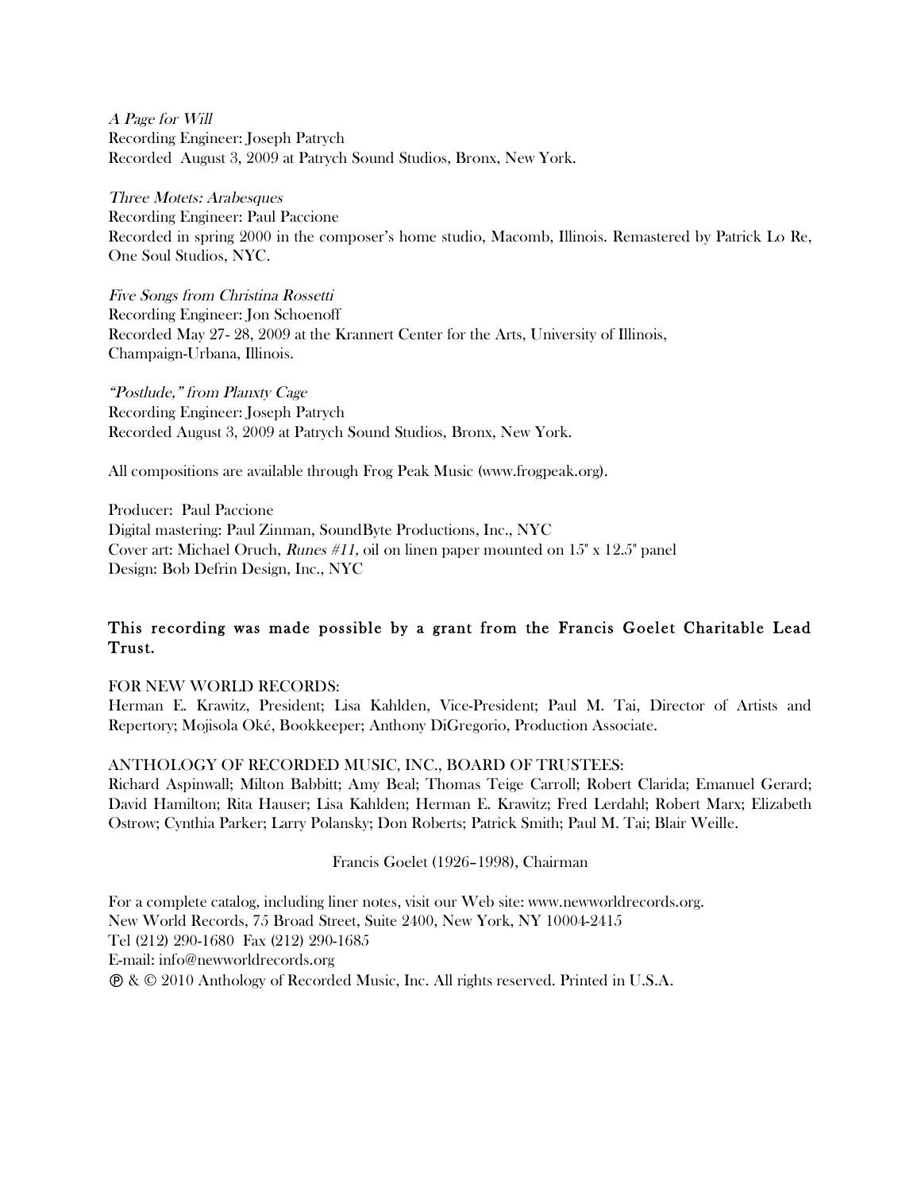*A Page for Will*
Recording Engineer: Joseph Patrych
Recorded August 3, 2009 at Patrych Sound Studios, Bronx, New York.

*Three Motets: Arabesques*
Recording Engineer: Paul Paccione
Recorded in spring 2000 in the composer's home studio, Macomb, Illinois. Remastered by Patrick Lo Re, One Soul Studios, NYC.

*Five Songs from Christina Rossetti*
Recording Engineer: Jon Schoenoff
Recorded May 27- 28, 2009 at the Krannert Center for the Arts, University of Illinois, Champaign-Urbana, Illinois.

*"Postlude," from Planxty Cage*
Recording Engineer: Joseph Patrych
Recorded August 3, 2009 at Patrych Sound Studios, Bronx, New York.

All compositions are available through Frog Peak Music (www.frogpeak.org).

Producer: Paul Paccione
Digital mastering: Paul Zinman, SoundByte Productions, Inc., NYC
Cover art: Michael Oruch, *Runes #11,* oil on linen paper mounted on 15" x 12.5" panel
Design: Bob Defrin Design, Inc., NYC

**This recording was made possible by a grant from the Francis Goelet Charitable Lead Trust.**

FOR NEW WORLD RECORDS:
Herman E. Krawitz, President; Lisa Kahlden, Vice-President; Paul M. Tai, Director of Artists and Repertory; Mojisola Oké, Bookkeeper; Anthony DiGregorio, Production Associate.

ANTHOLOGY OF RECORDED MUSIC, INC., BOARD OF TRUSTEES:
Richard Aspinwall; Milton Babbitt; Amy Beal; Thomas Teige Carroll; Robert Clarida; Emanuel Gerard; David Hamilton; Rita Hauser; Lisa Kahlden; Herman E. Krawitz; Fred Lerdahl; Robert Marx; Elizabeth Ostrow; Cynthia Parker; Larry Polansky; Don Roberts; Patrick Smith; Paul M. Tai; Blair Weille.

Francis Goelet (1926–1998), Chairman

For a complete catalog, including liner notes, visit our Web site: www.newworldrecords.org.
New World Records, 75 Broad Street, Suite 2400, New York, NY 10004-2415
Tel (212) 290-1680 Fax (212) 290-1685
E-mail: info@newworldrecords.org
℗ & © 2010 Anthology of Recorded Music, Inc. All rights reserved. Printed in U.S.A.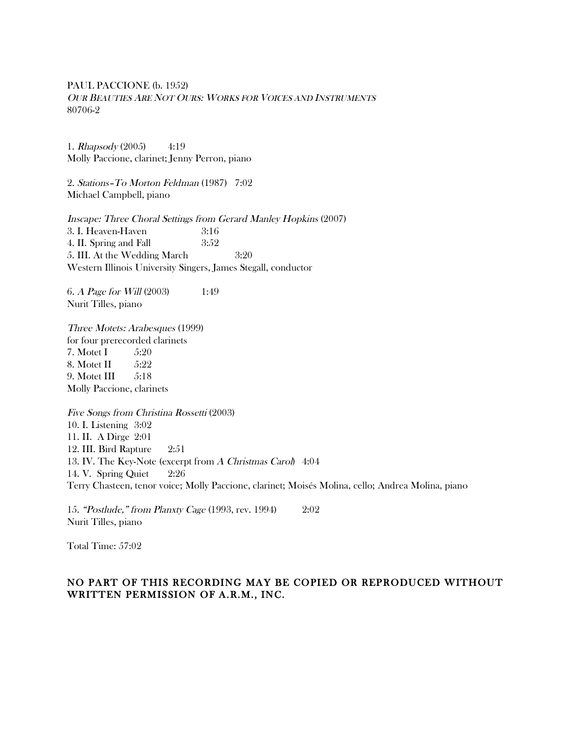PAUL PACCIONE (b. 1952)
*OUR BEAUTIES ARE NOT OURS: WORKS FOR VOICES AND INSTRUMENTS*
80706-2

1. *Rhapsody* (2005) 4:19
Molly Paccione, clarinet; Jenny Perron, piano

2. *Stations–To Morton Feldman* (1987) 7:02
Michael Campbell, piano

*Inscape: Three Choral Settings from Gerard Manley Hopkins* (2007)
3. I. Heaven-Haven 3:16
4. II. Spring and Fall 3:52
5. III. At the Wedding March 3:20
Western Illinois University Singers, James Stegall, conductor

6. *A Page for Will* (2003) 1:49
Nurit Tilles, piano

*Three Motets: Arabesques* (1999)
for four prerecorded clarinets
7. Motet I 5:20
8. Motet II 5:22
9. Motet III 5:18
Molly Paccione, clarinets

*Five Songs from Christina Rossetti* (2003)
10. I. Listening 3:02
11. II. A Dirge 2:01
12. III. Bird Rapture 2:51
13. IV. The Key-Note (excerpt from *A Christmas Carol*) 4:04
14. V. Spring Quiet 2:26
Terry Chasteen, tenor voice; Molly Paccione, clarinet; Moisés Molina, cello; Andrea Molina, piano

15. *"Postlude," from Planxty Cage* (1993, rev. 1994) 2:02
Nurit Tilles, piano

Total Time: 57:02

**NO PART OF THIS RECORDING MAY BE COPIED OR REPRODUCED WITHOUT WRITTEN PERMISSION OF A.R.M., INC.**